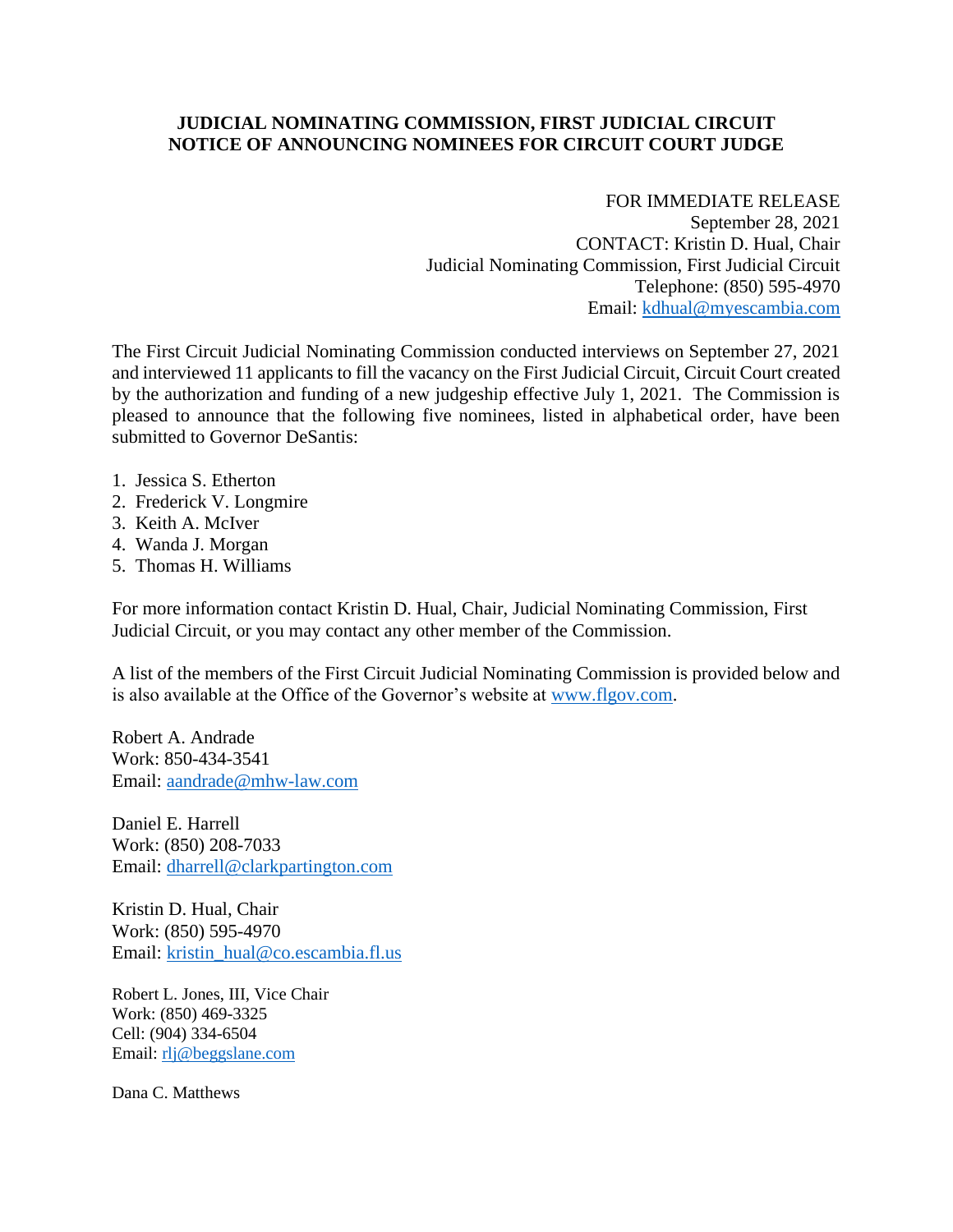**JUDICIAL NOMINATING COMMISSION, FIRST JUDICIAL CIRCUIT**
**NOTICE OF ANNOUNCING NOMINEES FOR CIRCUIT COURT JUDGE**

FOR IMMEDIATE RELEASE
September 28, 2021
CONTACT: Kristin D. Hual, Chair
Judicial Nominating Commission, First Judicial Circuit
Telephone: (850) 595-4970
Email: kdhual@myescambia.com

The First Circuit Judicial Nominating Commission conducted interviews on September 27, 2021 and interviewed 11 applicants to fill the vacancy on the First Judicial Circuit, Circuit Court created by the authorization and funding of a new judgeship effective July 1, 2021. The Commission is pleased to announce that the following five nominees, listed in alphabetical order, have been submitted to Governor DeSantis:

1. Jessica S. Etherton
2. Frederick V. Longmire
3. Keith A. McIver
4. Wanda J. Morgan
5. Thomas H. Williams

For more information contact Kristin D. Hual, Chair, Judicial Nominating Commission, First Judicial Circuit, or you may contact any other member of the Commission.

A list of the members of the First Circuit Judicial Nominating Commission is provided below and is also available at the Office of the Governor's website at www.flgov.com.

Robert A. Andrade
Work: 850-434-3541
Email: aandrade@mhw-law.com

Daniel E. Harrell
Work: (850) 208-7033
Email: dharrell@clarkpartington.com

Kristin D. Hual, Chair
Work: (850) 595-4970
Email: kristin_hual@co.escambia.fl.us

Robert L. Jones, III, Vice Chair
Work: (850) 469-3325
Cell: (904) 334-6504
Email: rlj@beggslane.com

Dana C. Matthews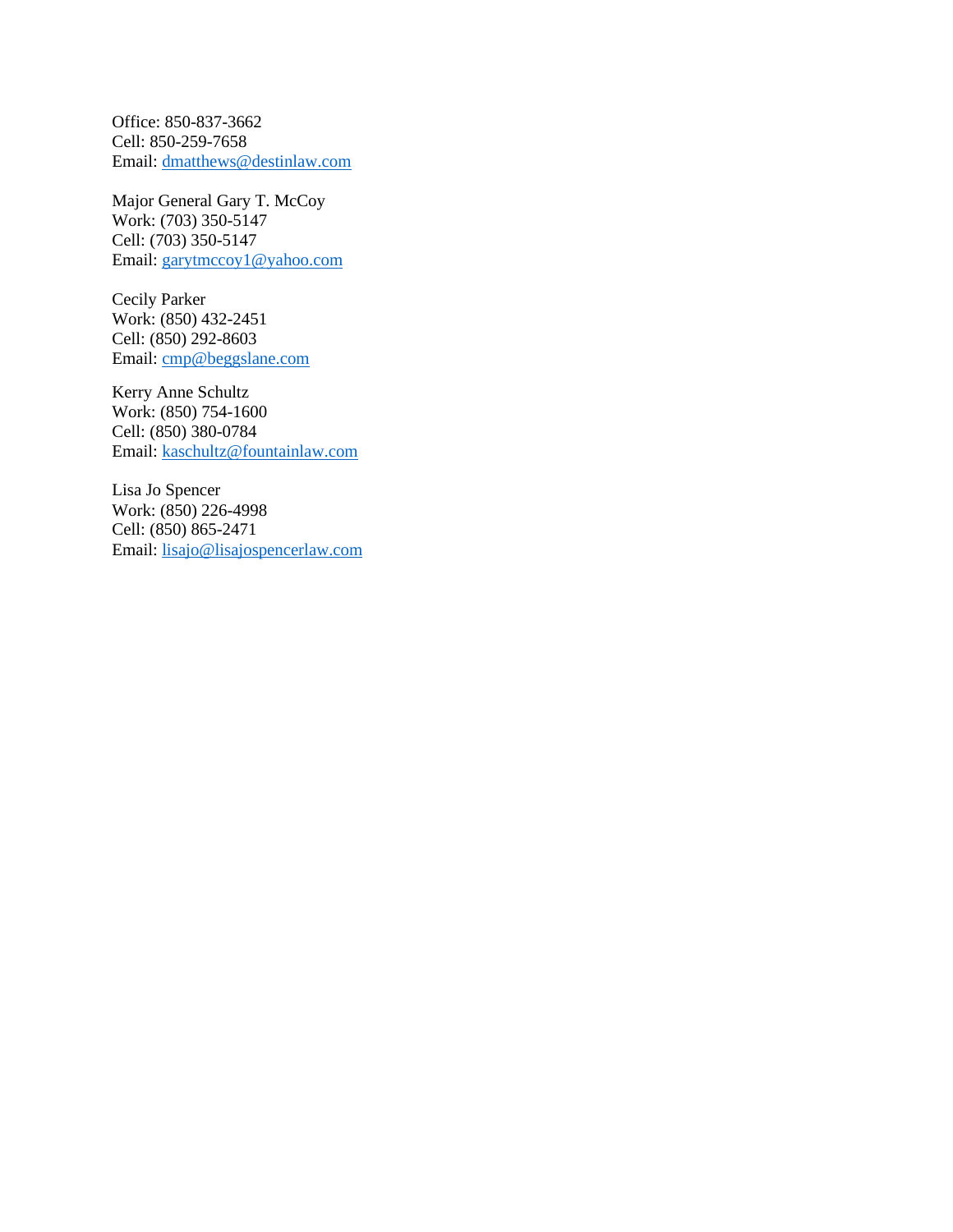Office: 850-837-3662
Cell: 850-259-7658
Email: dmatthews@destinlaw.com

Major General Gary T. McCoy
Work: (703) 350-5147
Cell: (703) 350-5147
Email: garytmccoy1@yahoo.com

Cecily Parker
Work: (850) 432-2451
Cell: (850) 292-8603
Email: cmp@beggslane.com

Kerry Anne Schultz
Work: (850) 754-1600
Cell: (850) 380-0784
Email: kaschultz@fountainlaw.com

Lisa Jo Spencer
Work: (850) 226-4998
Cell: (850) 865-2471
Email: lisajo@lisajospencerlaw.com